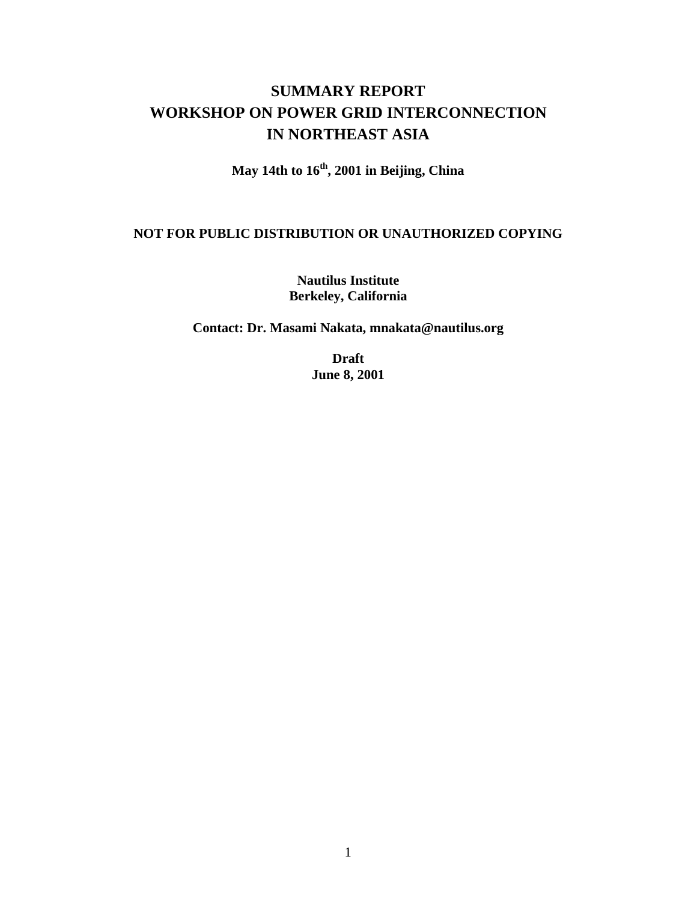# SUMMARY REPORT
# WORKSHOP ON POWER GRID INTERCONNECTION IN NORTHEAST ASIA

**May 14th to 16th, 2001 in Beijing, China**

**NOT FOR PUBLIC DISTRIBUTION OR UNAUTHORIZED COPYING**

**Nautilus Institute**
**Berkeley, California**

**Contact: Dr. Masami Nakata, mnakata@nautilus.org**

**Draft**
**June 8, 2001**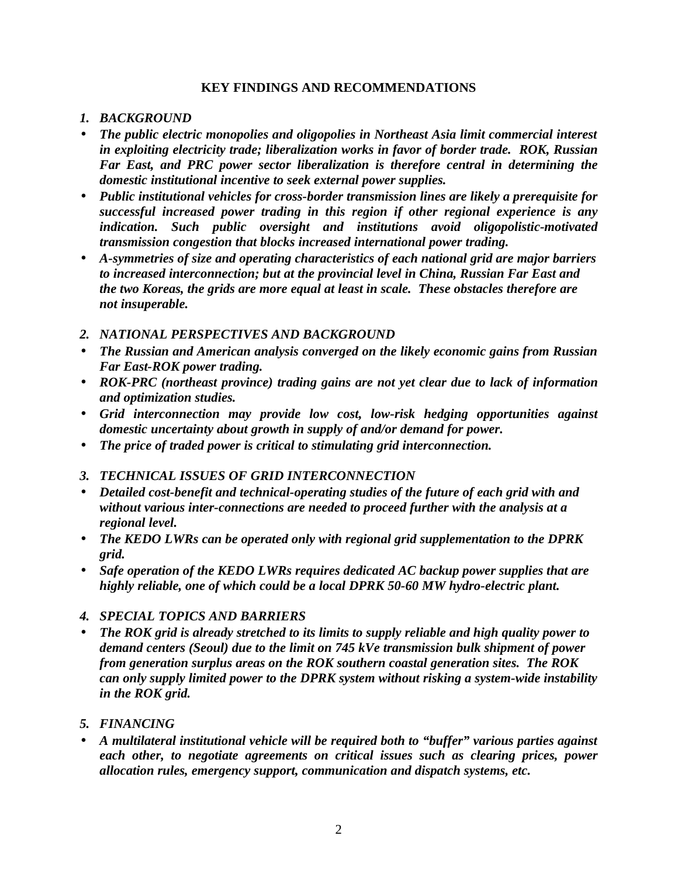## KEY FINDINGS AND RECOMMENDATIONS

### *1. BACKGROUND*

- ***The public electric monopolies and oligopolies in Northeast Asia limit commercial interest in exploiting electricity trade; liberalization works in favor of border trade. ROK, Russian Far East, and PRC power sector liberalization is therefore central in determining the domestic institutional incentive to seek external power supplies.***
- ***Public institutional vehicles for cross-border transmission lines are likely a prerequisite for successful increased power trading in this region if other regional experience is any indication. Such public oversight and institutions avoid oligopolistic-motivated transmission congestion that blocks increased international power trading.***
- ***A-symmetries of size and operating characteristics of each national grid are major barriers to increased interconnection; but at the provincial level in China, Russian Far East and the two Koreas, the grids are more equal at least in scale. These obstacles therefore are not insuperable.***

### *2. NATIONAL PERSPECTIVES AND BACKGROUND*

- ***The Russian and American analysis converged on the likely economic gains from Russian Far East-ROK power trading.***
- ***ROK-PRC (northeast province) trading gains are not yet clear due to lack of information and optimization studies.***
- ***Grid interconnection may provide low cost, low-risk hedging opportunities against domestic uncertainty about growth in supply of and/or demand for power.***
- ***The price of traded power is critical to stimulating grid interconnection.***

### *3. TECHNICAL ISSUES OF GRID INTERCONNECTION*

- ***Detailed cost-benefit and technical-operating studies of the future of each grid with and without various inter-connections are needed to proceed further with the analysis at a regional level.***
- ***The KEDO LWRs can be operated only with regional grid supplementation to the DPRK grid.***
- ***Safe operation of the KEDO LWRs requires dedicated AC backup power supplies that are highly reliable, one of which could be a local DPRK 50-60 MW hydro-electric plant.***

### *4. SPECIAL TOPICS AND BARRIERS*

- ***The ROK grid is already stretched to its limits to supply reliable and high quality power to demand centers (Seoul) due to the limit on 745 kVe transmission bulk shipment of power from generation surplus areas on the ROK southern coastal generation sites. The ROK can only supply limited power to the DPRK system without risking a system-wide instability in the ROK grid.***

### *5. FINANCING*

- ***A multilateral institutional vehicle will be required both to "buffer" various parties against each other, to negotiate agreements on critical issues such as clearing prices, power allocation rules, emergency support, communication and dispatch systems, etc.***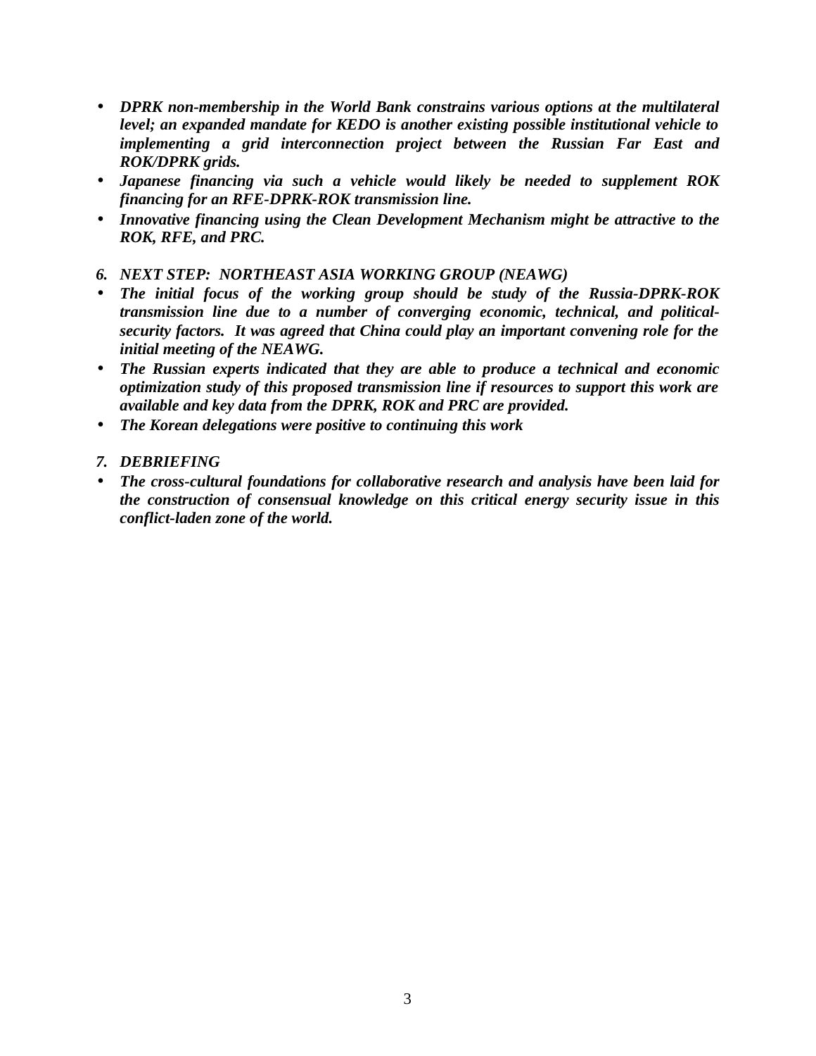- ***DPRK non-membership in the World Bank constrains various options at the multilateral level; an expanded mandate for KEDO is another existing possible institutional vehicle to implementing a grid interconnection project between the Russian Far East and ROK/DPRK grids.***
- ***Japanese financing via such a vehicle would likely be needed to supplement ROK financing for an RFE-DPRK-ROK transmission line.***
- ***Innovative financing using the Clean Development Mechanism might be attractive to the ROK, RFE, and PRC.***

## *6. NEXT STEP: NORTHEAST ASIA WORKING GROUP (NEAWG)*

- ***The initial focus of the working group should be study of the Russia-DPRK-ROK transmission line due to a number of converging economic, technical, and political-security factors. It was agreed that China could play an important convening role for the initial meeting of the NEAWG.***
- ***The Russian experts indicated that they are able to produce a technical and economic optimization study of this proposed transmission line if resources to support this work are available and key data from the DPRK, ROK and PRC are provided.***
- ***The Korean delegations were positive to continuing this work***

## *7. DEBRIEFING*

- ***The cross-cultural foundations for collaborative research and analysis have been laid for the construction of consensual knowledge on this critical energy security issue in this conflict-laden zone of the world.***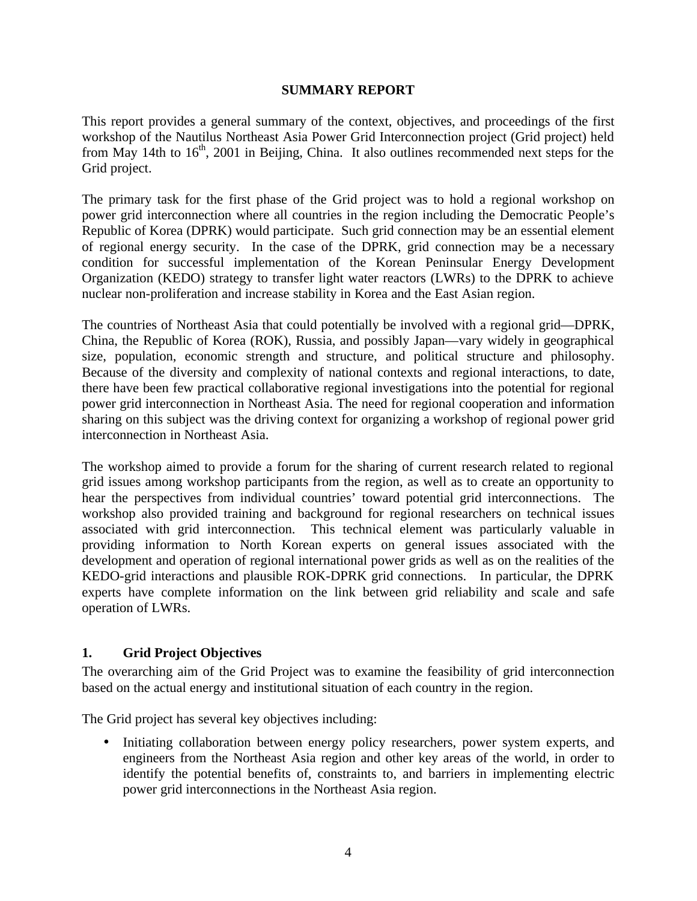# SUMMARY REPORT

This report provides a general summary of the context, objectives, and proceedings of the first workshop of the Nautilus Northeast Asia Power Grid Interconnection project (Grid project) held from May 14th to 16th, 2001 in Beijing, China. It also outlines recommended next steps for the Grid project.

The primary task for the first phase of the Grid project was to hold a regional workshop on power grid interconnection where all countries in the region including the Democratic People's Republic of Korea (DPRK) would participate. Such grid connection may be an essential element of regional energy security. In the case of the DPRK, grid connection may be a necessary condition for successful implementation of the Korean Peninsular Energy Development Organization (KEDO) strategy to transfer light water reactors (LWRs) to the DPRK to achieve nuclear non-proliferation and increase stability in Korea and the East Asian region.

The countries of Northeast Asia that could potentially be involved with a regional grid—DPRK, China, the Republic of Korea (ROK), Russia, and possibly Japan—vary widely in geographical size, population, economic strength and structure, and political structure and philosophy. Because of the diversity and complexity of national contexts and regional interactions, to date, there have been few practical collaborative regional investigations into the potential for regional power grid interconnection in Northeast Asia. The need for regional cooperation and information sharing on this subject was the driving context for organizing a workshop of regional power grid interconnection in Northeast Asia.

The workshop aimed to provide a forum for the sharing of current research related to regional grid issues among workshop participants from the region, as well as to create an opportunity to hear the perspectives from individual countries' toward potential grid interconnections. The workshop also provided training and background for regional researchers on technical issues associated with grid interconnection. This technical element was particularly valuable in providing information to North Korean experts on general issues associated with the development and operation of regional international power grids as well as on the realities of the KEDO-grid interactions and plausible ROK-DPRK grid connections. In particular, the DPRK experts have complete information on the link between grid reliability and scale and safe operation of LWRs.

## 1. Grid Project Objectives

The overarching aim of the Grid Project was to examine the feasibility of grid interconnection based on the actual energy and institutional situation of each country in the region.

The Grid project has several key objectives including:

- Initiating collaboration between energy policy researchers, power system experts, and engineers from the Northeast Asia region and other key areas of the world, in order to identify the potential benefits of, constraints to, and barriers in implementing electric power grid interconnections in the Northeast Asia region.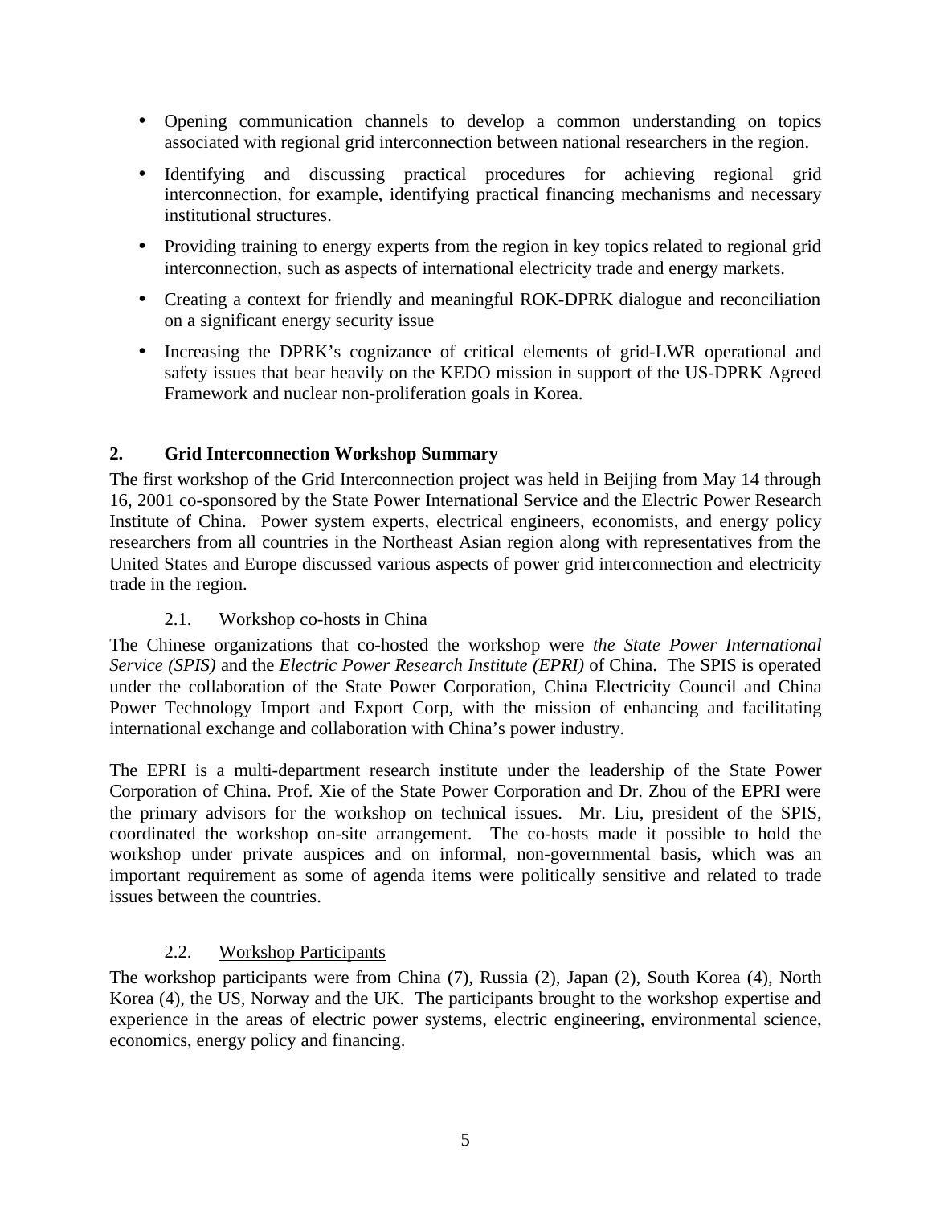- Opening communication channels to develop a common understanding on topics associated with regional grid interconnection between national researchers in the region.
- Identifying and discussing practical procedures for achieving regional grid interconnection, for example, identifying practical financing mechanisms and necessary institutional structures.
- Providing training to energy experts from the region in key topics related to regional grid interconnection, such as aspects of international electricity trade and energy markets.
- Creating a context for friendly and meaningful ROK-DPRK dialogue and reconciliation on a significant energy security issue
- Increasing the DPRK's cognizance of critical elements of grid-LWR operational and safety issues that bear heavily on the KEDO mission in support of the US-DPRK Agreed Framework and nuclear non-proliferation goals in Korea.

## 2. Grid Interconnection Workshop Summary

The first workshop of the Grid Interconnection project was held in Beijing from May 14 through 16, 2001 co-sponsored by the State Power International Service and the Electric Power Research Institute of China. Power system experts, electrical engineers, economists, and energy policy researchers from all countries in the Northeast Asian region along with representatives from the United States and Europe discussed various aspects of power grid interconnection and electricity trade in the region.

### 2.1. Workshop co-hosts in China

The Chinese organizations that co-hosted the workshop were *the State Power International Service (SPIS)* and the *Electric Power Research Institute (EPRI)* of China. The SPIS is operated under the collaboration of the State Power Corporation, China Electricity Council and China Power Technology Import and Export Corp, with the mission of enhancing and facilitating international exchange and collaboration with China's power industry.

The EPRI is a multi-department research institute under the leadership of the State Power Corporation of China. Prof. Xie of the State Power Corporation and Dr. Zhou of the EPRI were the primary advisors for the workshop on technical issues. Mr. Liu, president of the SPIS, coordinated the workshop on-site arrangement. The co-hosts made it possible to hold the workshop under private auspices and on informal, non-governmental basis, which was an important requirement as some of agenda items were politically sensitive and related to trade issues between the countries.

### 2.2. Workshop Participants

The workshop participants were from China (7), Russia (2), Japan (2), South Korea (4), North Korea (4), the US, Norway and the UK. The participants brought to the workshop expertise and experience in the areas of electric power systems, electric engineering, environmental science, economics, energy policy and financing.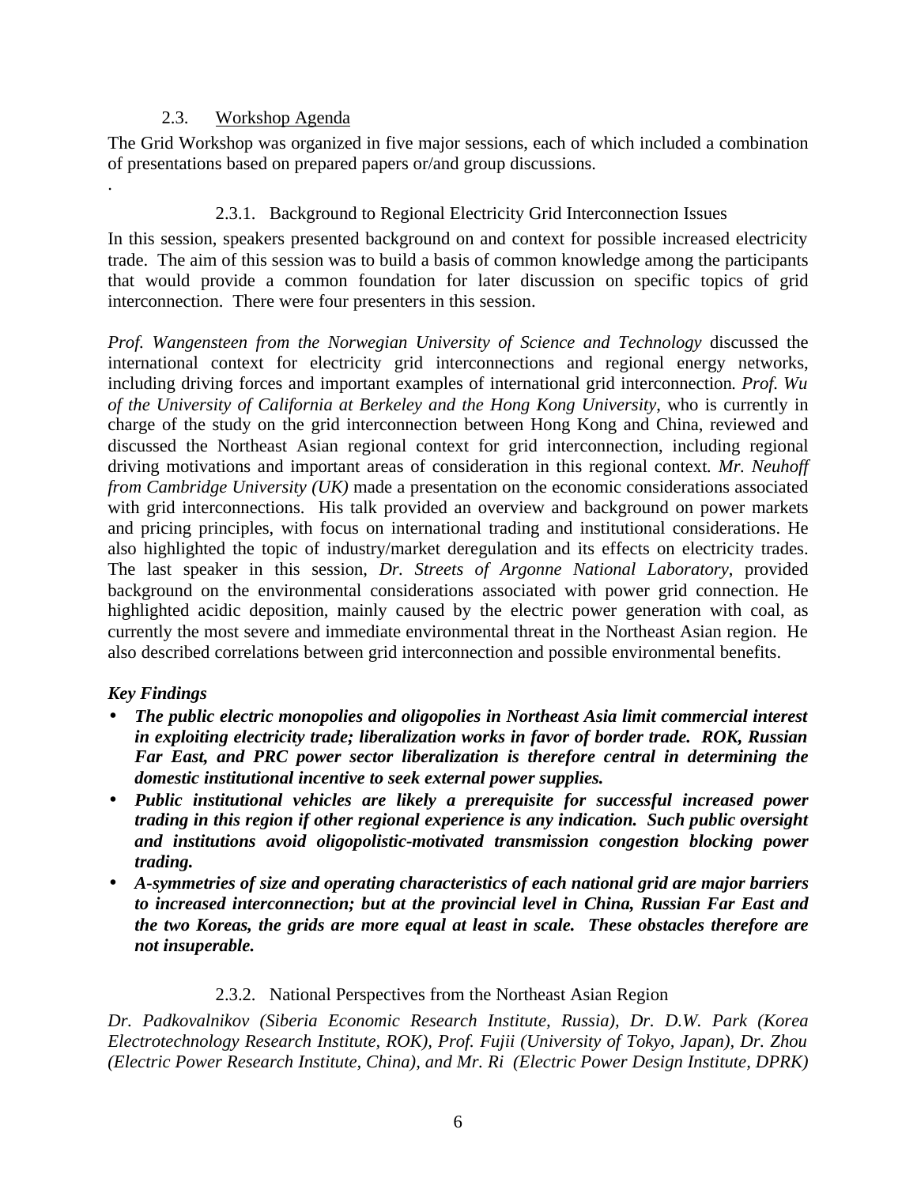### 2.3. Workshop Agenda

The Grid Workshop was organized in five major sessions, each of which included a combination of presentations based on prepared papers or/and group discussions.

.

#### 2.3.1. Background to Regional Electricity Grid Interconnection Issues

In this session, speakers presented background on and context for possible increased electricity trade. The aim of this session was to build a basis of common knowledge among the participants that would provide a common foundation for later discussion on specific topics of grid interconnection. There were four presenters in this session.

*Prof. Wangensteen from the Norwegian University of Science and Technology* discussed the international context for electricity grid interconnections and regional energy networks, including driving forces and important examples of international grid interconnection. *Prof. Wu of the University of California at Berkeley and the Hong Kong University,* who is currently in charge of the study on the grid interconnection between Hong Kong and China, reviewed and discussed the Northeast Asian regional context for grid interconnection, including regional driving motivations and important areas of consideration in this regional context. *Mr. Neuhoff from Cambridge University (UK)* made a presentation on the economic considerations associated with grid interconnections. His talk provided an overview and background on power markets and pricing principles, with focus on international trading and institutional considerations. He also highlighted the topic of industry/market deregulation and its effects on electricity trades. The last speaker in this session, *Dr. Streets of Argonne National Laboratory*, provided background on the environmental considerations associated with power grid connection. He highlighted acidic deposition, mainly caused by the electric power generation with coal, as currently the most severe and immediate environmental threat in the Northeast Asian region. He also described correlations between grid interconnection and possible environmental benefits.

***Key Findings***

- ***The public electric monopolies and oligopolies in Northeast Asia limit commercial interest in exploiting electricity trade; liberalization works in favor of border trade. ROK, Russian Far East, and PRC power sector liberalization is therefore central in determining the domestic institutional incentive to seek external power supplies.***
- ***Public institutional vehicles are likely a prerequisite for successful increased power trading in this region if other regional experience is any indication. Such public oversight and institutions avoid oligopolistic-motivated transmission congestion blocking power trading.***
- ***A-symmetries of size and operating characteristics of each national grid are major barriers to increased interconnection; but at the provincial level in China, Russian Far East and the two Koreas, the grids are more equal at least in scale. These obstacles therefore are not insuperable.***

#### 2.3.2. National Perspectives from the Northeast Asian Region

*Dr. Padkovalnikov (Siberia Economic Research Institute, Russia), Dr. D.W. Park (Korea Electrotechnology Research Institute, ROK), Prof. Fujii (University of Tokyo, Japan), Dr. Zhou (Electric Power Research Institute, China), and Mr. Ri (Electric Power Design Institute, DPRK)*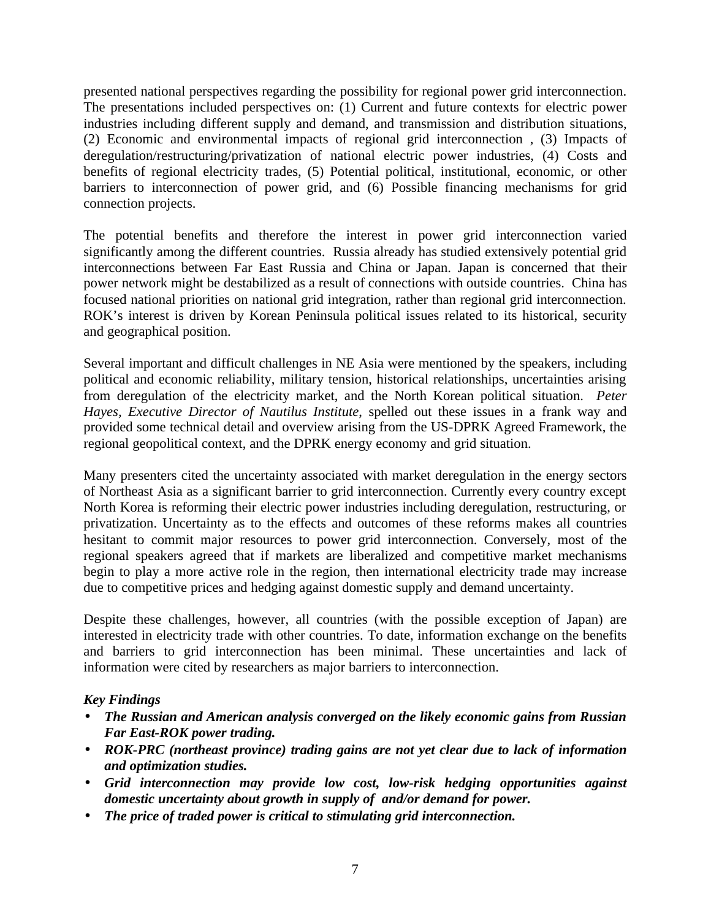presented national perspectives regarding the possibility for regional power grid interconnection. The presentations included perspectives on: (1) Current and future contexts for electric power industries including different supply and demand, and transmission and distribution situations, (2) Economic and environmental impacts of regional grid interconnection , (3) Impacts of deregulation/restructuring/privatization of national electric power industries, (4) Costs and benefits of regional electricity trades, (5) Potential political, institutional, economic, or other barriers to interconnection of power grid, and (6) Possible financing mechanisms for grid connection projects.

The potential benefits and therefore the interest in power grid interconnection varied significantly among the different countries. Russia already has studied extensively potential grid interconnections between Far East Russia and China or Japan. Japan is concerned that their power network might be destabilized as a result of connections with outside countries. China has focused national priorities on national grid integration, rather than regional grid interconnection. ROK's interest is driven by Korean Peninsula political issues related to its historical, security and geographical position.

Several important and difficult challenges in NE Asia were mentioned by the speakers, including political and economic reliability, military tension, historical relationships, uncertainties arising from deregulation of the electricity market, and the North Korean political situation. *Peter Hayes, Executive Director of Nautilus Institute*, spelled out these issues in a frank way and provided some technical detail and overview arising from the US-DPRK Agreed Framework, the regional geopolitical context, and the DPRK energy economy and grid situation.

Many presenters cited the uncertainty associated with market deregulation in the energy sectors of Northeast Asia as a significant barrier to grid interconnection. Currently every country except North Korea is reforming their electric power industries including deregulation, restructuring, or privatization. Uncertainty as to the effects and outcomes of these reforms makes all countries hesitant to commit major resources to power grid interconnection. Conversely, most of the regional speakers agreed that if markets are liberalized and competitive market mechanisms begin to play a more active role in the region, then international electricity trade may increase due to competitive prices and hedging against domestic supply and demand uncertainty.

Despite these challenges, however, all countries (with the possible exception of Japan) are interested in electricity trade with other countries. To date, information exchange on the benefits and barriers to grid interconnection has been minimal. These uncertainties and lack of information were cited by researchers as major barriers to interconnection.

***Key Findings***

- ***The Russian and American analysis converged on the likely economic gains from Russian Far East-ROK power trading.***
- ***ROK-PRC (northeast province) trading gains are not yet clear due to lack of information and optimization studies.***
- ***Grid interconnection may provide low cost, low-risk hedging opportunities against domestic uncertainty about growth in supply of and/or demand for power.***
- ***The price of traded power is critical to stimulating grid interconnection.***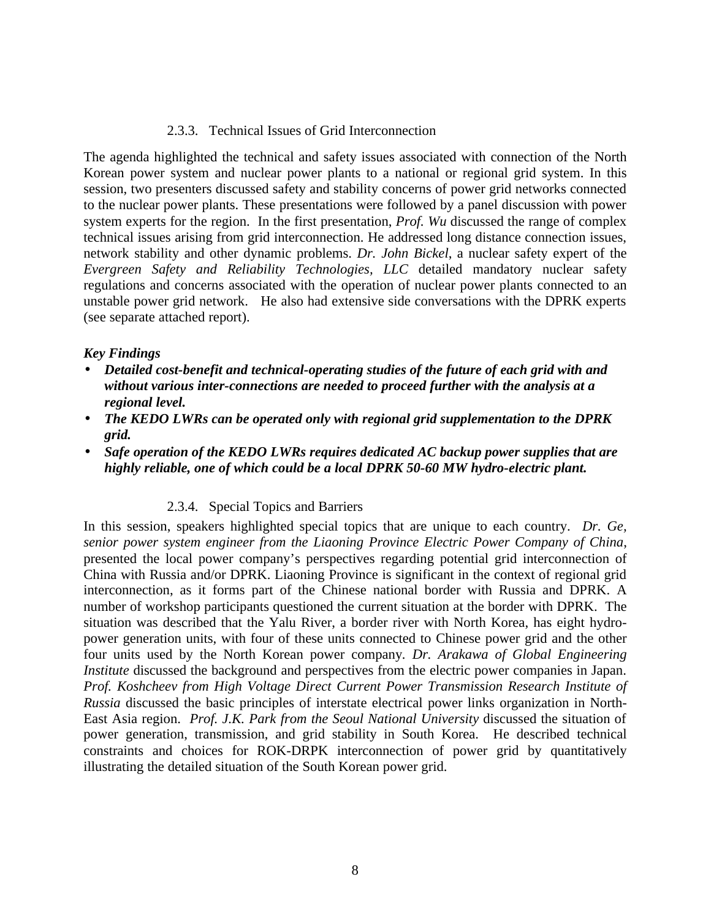### 2.3.3. Technical Issues of Grid Interconnection

The agenda highlighted the technical and safety issues associated with connection of the North Korean power system and nuclear power plants to a national or regional grid system. In this session, two presenters discussed safety and stability concerns of power grid networks connected to the nuclear power plants. These presentations were followed by a panel discussion with power system experts for the region. In the first presentation, *Prof. Wu* discussed the range of complex technical issues arising from grid interconnection. He addressed long distance connection issues, network stability and other dynamic problems. *Dr. John Bickel*, a nuclear safety expert of the *Evergreen Safety and Reliability Technologies*, *LLC* detailed mandatory nuclear safety regulations and concerns associated with the operation of nuclear power plants connected to an unstable power grid network. He also had extensive side conversations with the DPRK experts (see separate attached report).

***Key Findings***

- ***Detailed cost-benefit and technical-operating studies of the future of each grid with and without various inter-connections are needed to proceed further with the analysis at a regional level.***
- ***The KEDO LWRs can be operated only with regional grid supplementation to the DPRK grid.***
- ***Safe operation of the KEDO LWRs requires dedicated AC backup power supplies that are highly reliable, one of which could be a local DPRK 50-60 MW hydro-electric plant.***

### 2.3.4. Special Topics and Barriers

In this session, speakers highlighted special topics that are unique to each country. *Dr. Ge, senior power system engineer from the Liaoning Province Electric Power Company of China*, presented the local power company's perspectives regarding potential grid interconnection of China with Russia and/or DPRK. Liaoning Province is significant in the context of regional grid interconnection, as it forms part of the Chinese national border with Russia and DPRK. A number of workshop participants questioned the current situation at the border with DPRK. The situation was described that the Yalu River, a border river with North Korea, has eight hydro-power generation units, with four of these units connected to Chinese power grid and the other four units used by the North Korean power company. *Dr. Arakawa of Global Engineering Institute* discussed the background and perspectives from the electric power companies in Japan. *Prof. Koshcheev from High Voltage Direct Current Power Transmission Research Institute of Russia* discussed the basic principles of interstate electrical power links organization in North-East Asia region. *Prof. J.K. Park from the Seoul National University* discussed the situation of power generation, transmission, and grid stability in South Korea. He described technical constraints and choices for ROK-DRPK interconnection of power grid by quantitatively illustrating the detailed situation of the South Korean power grid.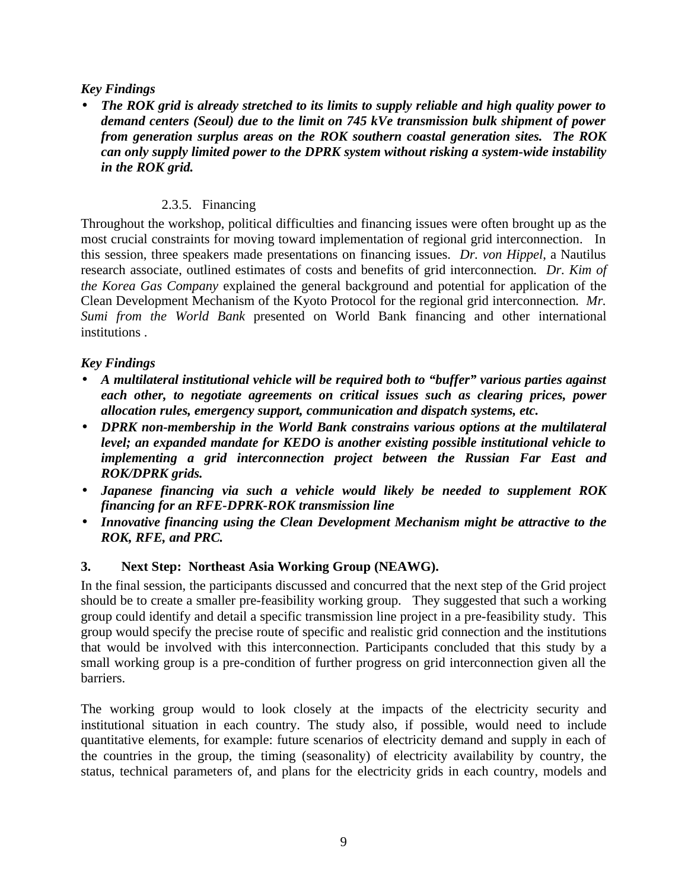***Key Findings***

- ***The ROK grid is already stretched to its limits to supply reliable and high quality power to demand centers (Seoul) due to the limit on 745 kVe transmission bulk shipment of power from generation surplus areas on the ROK southern coastal generation sites. The ROK can only supply limited power to the DPRK system without risking a system-wide instability in the ROK grid.***

#### 2.3.5. Financing

Throughout the workshop, political difficulties and financing issues were often brought up as the most crucial constraints for moving toward implementation of regional grid interconnection. In this session, three speakers made presentations on financing issues. *Dr. von Hippel*, a Nautilus research associate, outlined estimates of costs and benefits of grid interconnection. *Dr. Kim of the Korea Gas Company* explained the general background and potential for application of the Clean Development Mechanism of the Kyoto Protocol for the regional grid interconnection. *Mr. Sumi from the World Bank* presented on World Bank financing and other international institutions .

***Key Findings***

- ***A multilateral institutional vehicle will be required both to "buffer" various parties against each other, to negotiate agreements on critical issues such as clearing prices, power allocation rules, emergency support, communication and dispatch systems, etc.***
- ***DPRK non-membership in the World Bank constrains various options at the multilateral level; an expanded mandate for KEDO is another existing possible institutional vehicle to implementing a grid interconnection project between the Russian Far East and ROK/DPRK grids.***
- ***Japanese financing via such a vehicle would likely be needed to supplement ROK financing for an RFE-DPRK-ROK transmission line***
- ***Innovative financing using the Clean Development Mechanism might be attractive to the ROK, RFE, and PRC.***

## 3. Next Step: Northeast Asia Working Group (NEAWG).

In the final session, the participants discussed and concurred that the next step of the Grid project should be to create a smaller pre-feasibility working group. They suggested that such a working group could identify and detail a specific transmission line project in a pre-feasibility study. This group would specify the precise route of specific and realistic grid connection and the institutions that would be involved with this interconnection. Participants concluded that this study by a small working group is a pre-condition of further progress on grid interconnection given all the barriers.

The working group would to look closely at the impacts of the electricity security and institutional situation in each country. The study also, if possible, would need to include quantitative elements, for example: future scenarios of electricity demand and supply in each of the countries in the group, the timing (seasonality) of electricity availability by country, the status, technical parameters of, and plans for the electricity grids in each country, models and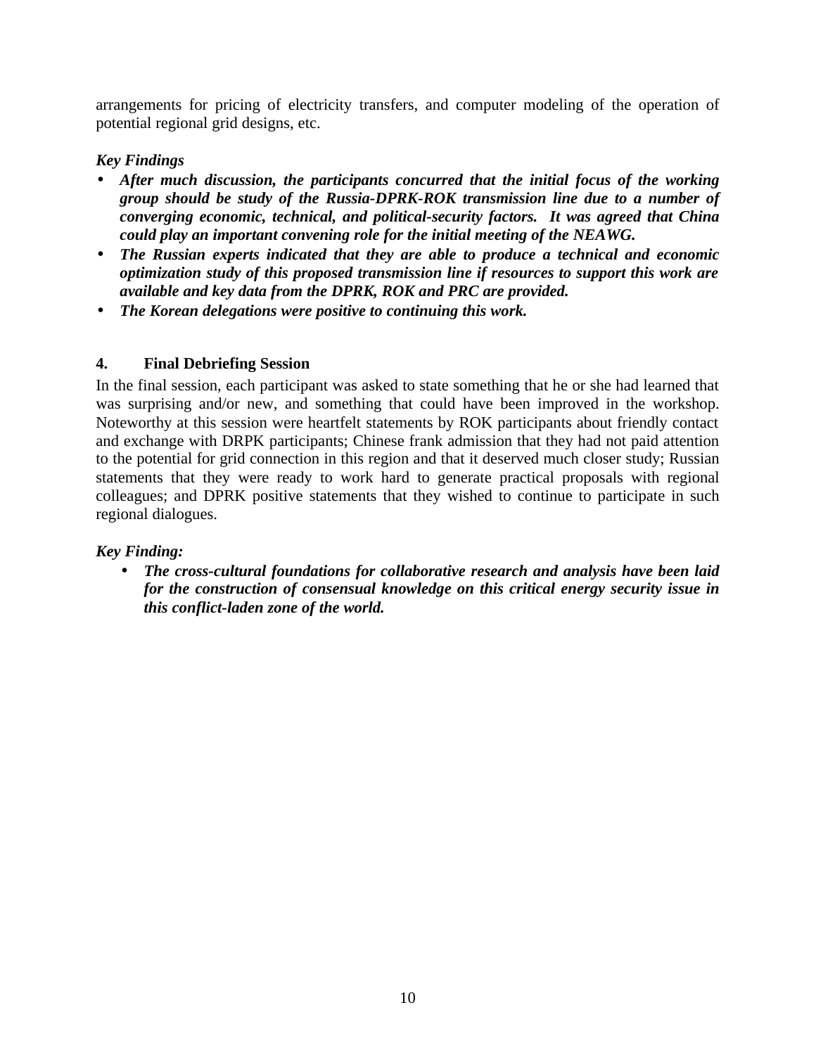arrangements for pricing of electricity transfers, and computer modeling of the operation of potential regional grid designs, etc.

*Key Findings*

- ***After much discussion, the participants concurred that the initial focus of the working group should be study of the Russia-DPRK-ROK transmission line due to a number of converging economic, technical, and political-security factors. It was agreed that China could play an important convening role for the initial meeting of the NEAWG.***
- ***The Russian experts indicated that they are able to produce a technical and economic optimization study of this proposed transmission line if resources to support this work are available and key data from the DPRK, ROK and PRC are provided.***
- ***The Korean delegations were positive to continuing this work.***

## 4. Final Debriefing Session

In the final session, each participant was asked to state something that he or she had learned that was surprising and/or new, and something that could have been improved in the workshop. Noteworthy at this session were heartfelt statements by ROK participants about friendly contact and exchange with DRPK participants; Chinese frank admission that they had not paid attention to the potential for grid connection in this region and that it deserved much closer study; Russian statements that they were ready to work hard to generate practical proposals with regional colleagues; and DPRK positive statements that they wished to continue to participate in such regional dialogues.

*Key Finding:*

- ***The cross-cultural foundations for collaborative research and analysis have been laid for the construction of consensual knowledge on this critical energy security issue in this conflict-laden zone of the world.***